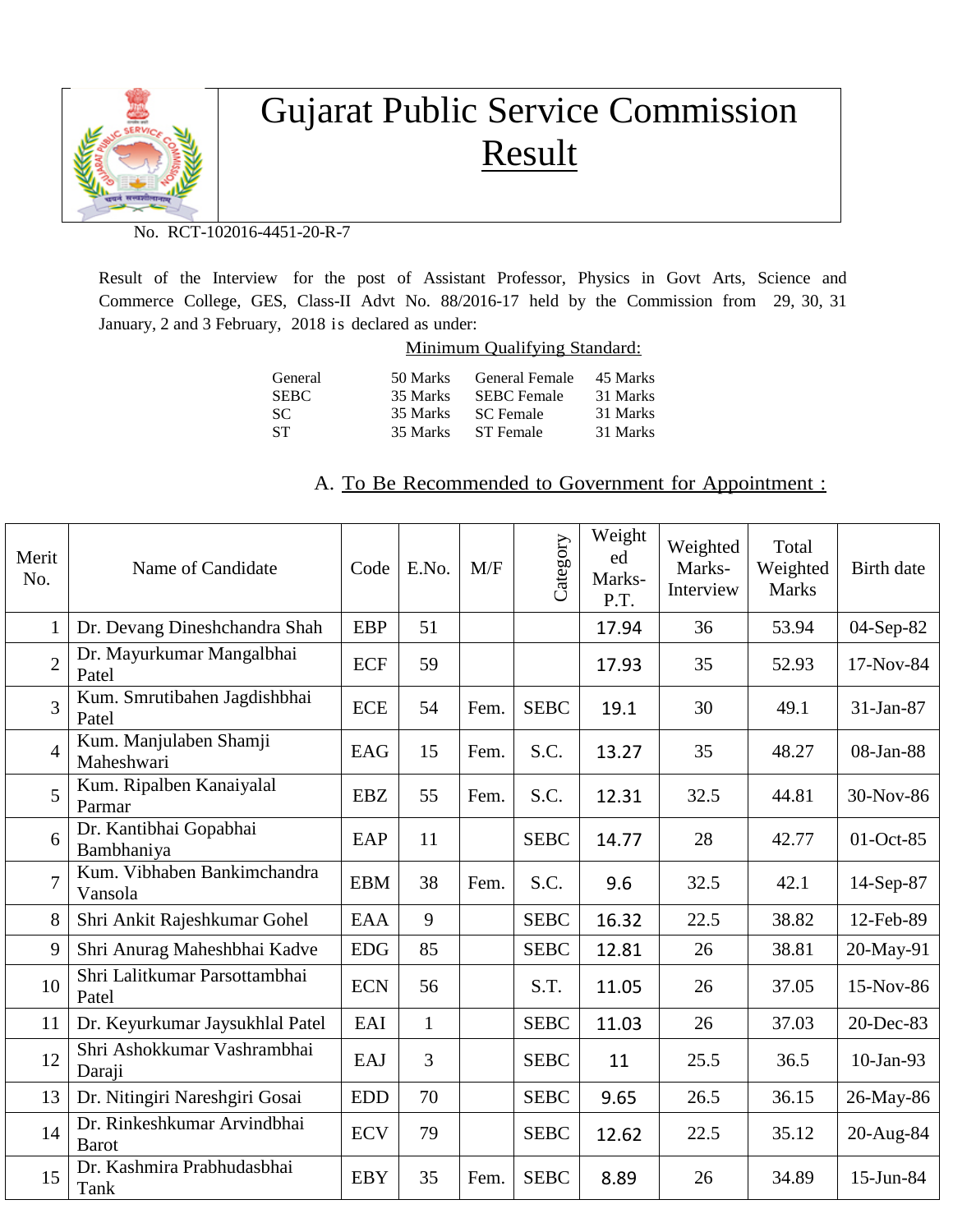# Gujarat Public Service Commission

## Result

No. RCT-102016-4451-20-R-7

Result of the Interview for the post of Assistant Professor, Physics in Govt Arts, Science and Commerce College, GES, Class-II Advt No. 88/2016-17 held by the Commission from 29, 30, 31 January, 2 and 3 February, 2018 is declared as under:

Minimum Qualifying Standard:

| | | | |
|---|---|---|---|
| General | 50 Marks | General Female | 45 Marks |
| SEBC | 35 Marks | SEBC Female | 31 Marks |
| SC | 35 Marks | SC Female | 31 Marks |
| ST | 35 Marks | ST Female | 31 Marks |

### A. To Be Recommended to Government for Appointment :

| Merit No. | Name of Candidate | Code | E.No. | M/F | Category | Weighted Marks-P.T. | Weighted Marks-Interview | Total Weighted Marks | Birth date |
|---|---|---|---|---|---|---|---|---|---|
| 1 | Dr. Devang Dineshchandra Shah | EBP | 51 | | | 17.94 | 36 | 53.94 | 04-Sep-82 |
| 2 | Dr. Mayurkumar Mangalbhai Patel | ECF | 59 | | | 17.93 | 35 | 52.93 | 17-Nov-84 |
| 3 | Kum. Smrutibahen Jagdishbhai Patel | ECE | 54 | Fem. | SEBC | 19.1 | 30 | 49.1 | 31-Jan-87 |
| 4 | Kum. Manjulaben Shamji Maheshwari | EAG | 15 | Fem. | S.C. | 13.27 | 35 | 48.27 | 08-Jan-88 |
| 5 | Kum. Ripalben Kanaiyalal Parmar | EBZ | 55 | Fem. | S.C. | 12.31 | 32.5 | 44.81 | 30-Nov-86 |
| 6 | Dr. Kantibhai Gopabhai Bambhaniya | EAP | 11 | | SEBC | 14.77 | 28 | 42.77 | 01-Oct-85 |
| 7 | Kum. Vibhaben Bankimchandra Vansola | EBM | 38 | Fem. | S.C. | 9.6 | 32.5 | 42.1 | 14-Sep-87 |
| 8 | Shri Ankit Rajeshkumar Gohel | EAA | 9 | | SEBC | 16.32 | 22.5 | 38.82 | 12-Feb-89 |
| 9 | Shri Anurag Maheshbhai Kadve | EDG | 85 | | SEBC | 12.81 | 26 | 38.81 | 20-May-91 |
| 10 | Shri Lalitkumar Parsottambhai Patel | ECN | 56 | | S.T. | 11.05 | 26 | 37.05 | 15-Nov-86 |
| 11 | Dr. Keyurkumar Jaysukhlal Patel | EAI | 1 | | SEBC | 11.03 | 26 | 37.03 | 20-Dec-83 |
| 12 | Shri Ashokkumar Vashrambhai Daraji | EAJ | 3 | | SEBC | 11 | 25.5 | 36.5 | 10-Jan-93 |
| 13 | Dr. Nitingiri Nareshgiri Gosai | EDD | 70 | | SEBC | 9.65 | 26.5 | 36.15 | 26-May-86 |
| 14 | Dr. Rinkeshkumar Arvindbhai Barot | ECV | 79 | | SEBC | 12.62 | 22.5 | 35.12 | 20-Aug-84 |
| 15 | Dr. Kashmira Prabhudasbhai Tank | EBY | 35 | Fem. | SEBC | 8.89 | 26 | 34.89 | 15-Jun-84 |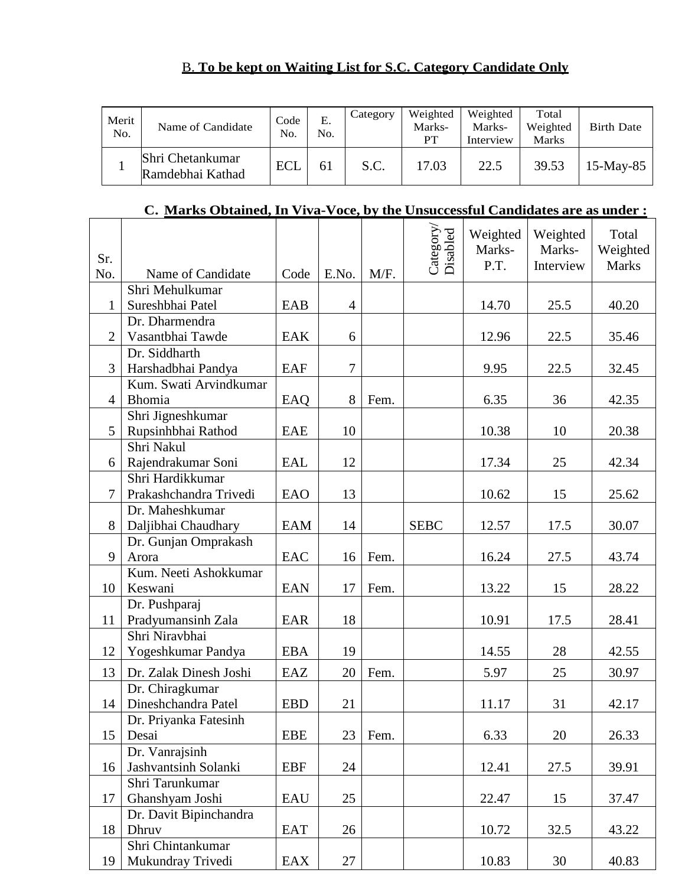### B. To be kept on Waiting List for S.C. Category Candidate Only

| Merit No. | Name of Candidate | Code No. | E. No. | Category | Weighted Marks-PT | Weighted Marks-Interview | Total Weighted Marks | Birth Date |
|---|---|---|---|---|---|---|---|---|
| 1 | Shri Chetankumar Ramdebhai Kathad | ECL | 61 | S.C. | 17.03 | 22.5 | 39.53 | 15-May-85 |

### C. Marks Obtained, In Viva-Voce, by the Unsuccessful Candidates are as under :

| Sr. No. | Name of Candidate | Code | E.No. | M/F. | Category/ Disabled | Weighted Marks-P.T. | Weighted Marks-Interview | Total Weighted Marks |
|---|---|---|---|---|---|---|---|---|
| 1 | Shri Mehulkumar Sureshbhai Patel | EAB | 4 | | | 14.70 | 25.5 | 40.20 |
| 2 | Dr. Dharmendra Vasantbhai Tawde | EAK | 6 | | | 12.96 | 22.5 | 35.46 |
| 3 | Dr. Siddharth Harshadbhai Pandya | EAF | 7 | | | 9.95 | 22.5 | 32.45 |
| 4 | Kum. Swati Arvindkumar Bhomia | EAQ | 8 | Fem. | | 6.35 | 36 | 42.35 |
| 5 | Shri Jigneshkumar Rupsinhbhai Rathod | EAE | 10 | | | 10.38 | 10 | 20.38 |
| 6 | Shri Nakul Rajendrakumar Soni | EAL | 12 | | | 17.34 | 25 | 42.34 |
| 7 | Shri Hardikkumar Prakashchandra Trivedi | EAO | 13 | | | 10.62 | 15 | 25.62 |
| 8 | Dr. Maheshkumar Daljibhai Chaudhary | EAM | 14 | | SEBC | 12.57 | 17.5 | 30.07 |
| 9 | Dr. Gunjan Omprakash Arora | EAC | 16 | Fem. | | 16.24 | 27.5 | 43.74 |
| 10 | Kum. Neeti Ashokkumar Keswani | EAN | 17 | Fem. | | 13.22 | 15 | 28.22 |
| 11 | Dr. Pushparaj Pradyumansinh Zala | EAR | 18 | | | 10.91 | 17.5 | 28.41 |
| 12 | Shri Niravbhai Yogeshkumar Pandya | EBA | 19 | | | 14.55 | 28 | 42.55 |
| 13 | Dr. Zalak Dinesh Joshi | EAZ | 20 | Fem. | | 5.97 | 25 | 30.97 |
| 14 | Dr. Chiragkumar Dineshchandra Patel | EBD | 21 | | | 11.17 | 31 | 42.17 |
| 15 | Dr. Priyanka Fatesinh Desai | EBE | 23 | Fem. | | 6.33 | 20 | 26.33 |
| 16 | Dr. Vanrajsinh Jashvantsinh Solanki | EBF | 24 | | | 12.41 | 27.5 | 39.91 |
| 17 | Shri Tarunkumar Ghanshyam Joshi | EAU | 25 | | | 22.47 | 15 | 37.47 |
| 18 | Dr. Davit Bipinchandra Dhruv | EAT | 26 | | | 10.72 | 32.5 | 43.22 |
| 19 | Shri Chintankumar Mukundray Trivedi | EAX | 27 | | | 10.83 | 30 | 40.83 |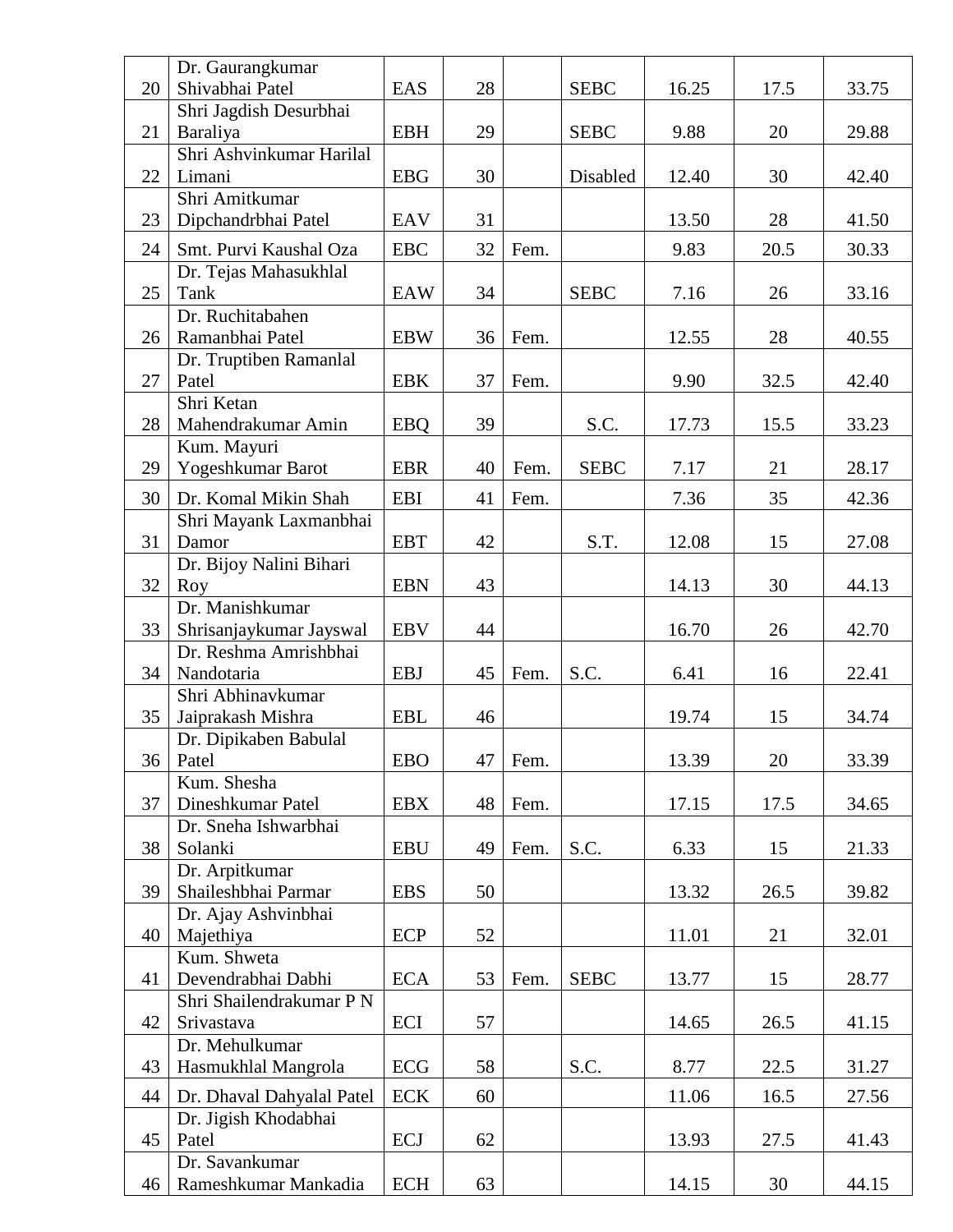| | | | | | | | | |
|---|---|---|---|---|---|---|---|---|
| 20 | Dr. Gaurangkumar Shivabhai Patel | EAS | 28 | | SEBC | 16.25 | 17.5 | 33.75 |
| 21 | Shri Jagdish Desurbhai Baraliya | EBH | 29 | | SEBC | 9.88 | 20 | 29.88 |
| 22 | Shri Ashvinkumar Harilal Limani | EBG | 30 | | Disabled | 12.40 | 30 | 42.40 |
| 23 | Shri Amitkumar Dipchandrbhai Patel | EAV | 31 | | | 13.50 | 28 | 41.50 |
| 24 | Smt. Purvi Kaushal Oza | EBC | 32 | Fem. | | 9.83 | 20.5 | 30.33 |
| 25 | Dr. Tejas Mahasukhlal Tank | EAW | 34 | | SEBC | 7.16 | 26 | 33.16 |
| 26 | Dr. Ruchitabahen Ramanbhai Patel | EBW | 36 | Fem. | | 12.55 | 28 | 40.55 |
| 27 | Dr. Truptiben Ramanlal Patel | EBK | 37 | Fem. | | 9.90 | 32.5 | 42.40 |
| 28 | Shri Ketan Mahendrakumar Amin | EBQ | 39 | | S.C. | 17.73 | 15.5 | 33.23 |
| 29 | Kum. Mayuri Yogeshkumar Barot | EBR | 40 | Fem. | SEBC | 7.17 | 21 | 28.17 |
| 30 | Dr. Komal Mikin Shah | EBI | 41 | Fem. | | 7.36 | 35 | 42.36 |
| 31 | Shri Mayank Laxmanbhai Damor | EBT | 42 | | S.T. | 12.08 | 15 | 27.08 |
| 32 | Dr. Bijoy Nalini Bihari Roy | EBN | 43 | | | 14.13 | 30 | 44.13 |
| 33 | Dr. Manishkumar Shrisanjaykumar Jayswal | EBV | 44 | | | 16.70 | 26 | 42.70 |
| 34 | Dr. Reshma Amrishbhai Nandotaria | EBJ | 45 | Fem. | S.C. | 6.41 | 16 | 22.41 |
| 35 | Shri Abhinavkumar Jaiprakash Mishra | EBL | 46 | | | 19.74 | 15 | 34.74 |
| 36 | Dr. Dipikaben Babulal Patel | EBO | 47 | Fem. | | 13.39 | 20 | 33.39 |
| 37 | Kum. Shesha Dineshkumar Patel | EBX | 48 | Fem. | | 17.15 | 17.5 | 34.65 |
| 38 | Dr. Sneha Ishwarbhai Solanki | EBU | 49 | Fem. | S.C. | 6.33 | 15 | 21.33 |
| 39 | Dr. Arpitkumar Shaileshbhai Parmar | EBS | 50 | | | 13.32 | 26.5 | 39.82 |
| 40 | Dr. Ajay Ashvinbhai Majethiya | ECP | 52 | | | 11.01 | 21 | 32.01 |
| 41 | Kum. Shweta Devendrabhai Dabhi | ECA | 53 | Fem. | SEBC | 13.77 | 15 | 28.77 |
| 42 | Shri Shailendrakumar P N Srivastava | ECI | 57 | | | 14.65 | 26.5 | 41.15 |
| 43 | Dr. Mehulkumar Hasmukhlal Mangrola | ECG | 58 | | S.C. | 8.77 | 22.5 | 31.27 |
| 44 | Dr. Dhaval Dahyalal Patel | ECK | 60 | | | 11.06 | 16.5 | 27.56 |
| 45 | Dr. Jigish Khodabhai Patel | ECJ | 62 | | | 13.93 | 27.5 | 41.43 |
| 46 | Dr. Savankumar Rameshkumar Mankadia | ECH | 63 | | | 14.15 | 30 | 44.15 |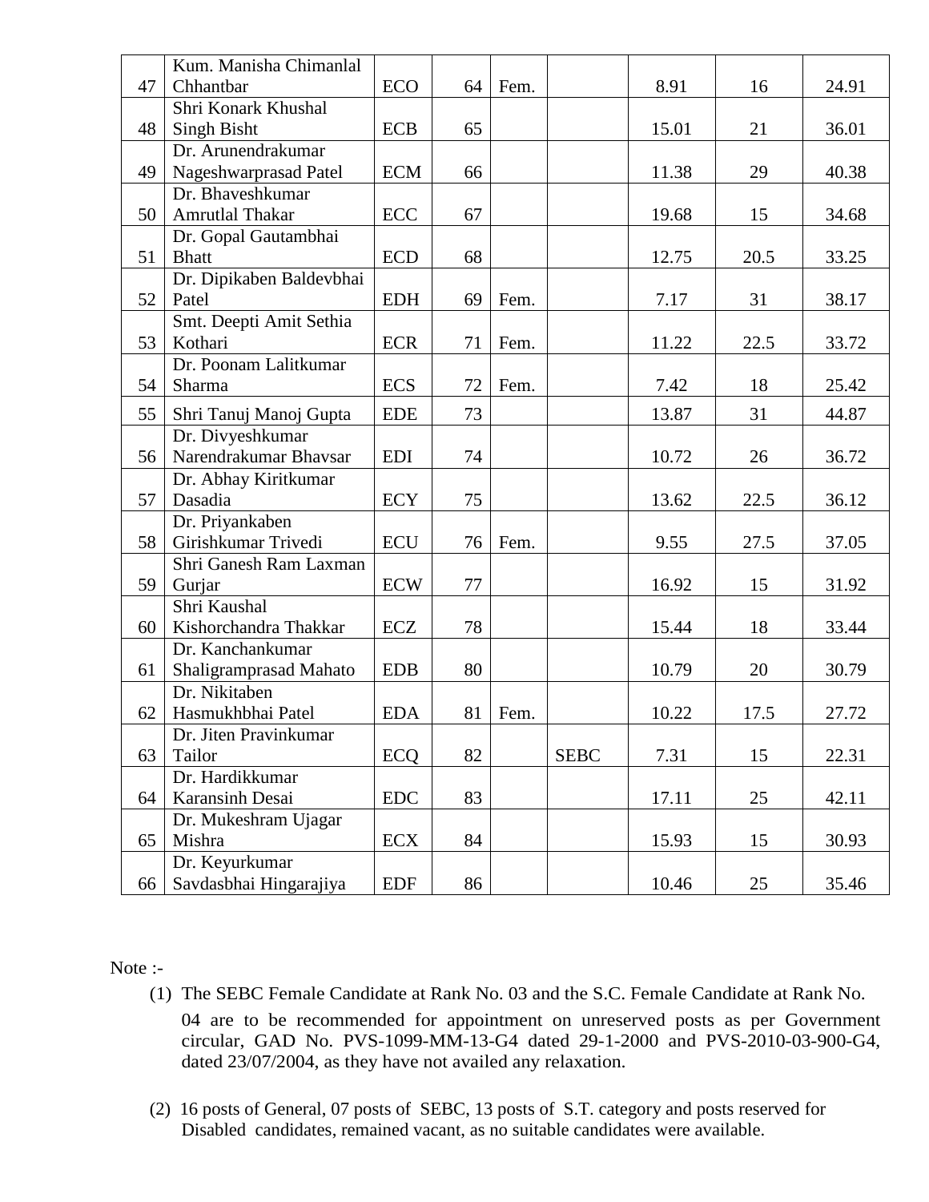| | | | | | | | | |
|---|---|---|---|---|---|---|---|---|
| 47 | Kum. Manisha Chimanlal Chhantbar | ECO | 64 | Fem. | | 8.91 | 16 | 24.91 |
| 48 | Shri Konark Khushal Singh Bisht | ECB | 65 | | | 15.01 | 21 | 36.01 |
| 49 | Dr. Arunendrakumar Nageshwarprasad Patel | ECM | 66 | | | 11.38 | 29 | 40.38 |
| 50 | Dr. Bhaveshkumar Amrutlal Thakar | ECC | 67 | | | 19.68 | 15 | 34.68 |
| 51 | Dr. Gopal Gautambhai Bhatt | ECD | 68 | | | 12.75 | 20.5 | 33.25 |
| 52 | Dr. Dipikaben Baldevbhai Patel | EDH | 69 | Fem. | | 7.17 | 31 | 38.17 |
| 53 | Smt. Deepti Amit Sethia Kothari | ECR | 71 | Fem. | | 11.22 | 22.5 | 33.72 |
| 54 | Dr. Poonam Lalitkumar Sharma | ECS | 72 | Fem. | | 7.42 | 18 | 25.42 |
| 55 | Shri Tanuj Manoj Gupta | EDE | 73 | | | 13.87 | 31 | 44.87 |
| 56 | Dr. Divyeshkumar Narendrakumar Bhavsar | EDI | 74 | | | 10.72 | 26 | 36.72 |
| 57 | Dr. Abhay Kiritkumar Dasadia | ECY | 75 | | | 13.62 | 22.5 | 36.12 |
| 58 | Dr. Priyankaben Girishkumar Trivedi | ECU | 76 | Fem. | | 9.55 | 27.5 | 37.05 |
| 59 | Shri Ganesh Ram Laxman Gurjar | ECW | 77 | | | 16.92 | 15 | 31.92 |
| 60 | Shri Kaushal Kishorchandra Thakkar | ECZ | 78 | | | 15.44 | 18 | 33.44 |
| 61 | Dr. Kanchankumar Shaligramprasad Mahato | EDB | 80 | | | 10.79 | 20 | 30.79 |
| 62 | Dr. Nikitaben Hasmukhbhai Patel | EDA | 81 | Fem. | | 10.22 | 17.5 | 27.72 |
| 63 | Dr. Jiten Pravinkumar Tailor | ECQ | 82 | | SEBC | 7.31 | 15 | 22.31 |
| 64 | Dr. Hardikkumar Karansinh Desai | EDC | 83 | | | 17.11 | 25 | 42.11 |
| 65 | Dr. Mukeshram Ujagar Mishra | ECX | 84 | | | 15.93 | 15 | 30.93 |
| 66 | Dr. Keyurkumar Savdasbhai Hingarajiya | EDF | 86 | | | 10.46 | 25 | 35.46 |

Note :-

(1) The SEBC Female Candidate at Rank No. 03 and the S.C. Female Candidate at Rank No. 04 are to be recommended for appointment on unreserved posts as per Government circular, GAD No. PVS-1099-MM-13-G4 dated 29-1-2000 and PVS-2010-03-900-G4, dated 23/07/2004, as they have not availed any relaxation.

(2) 16 posts of General, 07 posts of SEBC, 13 posts of S.T. category and posts reserved for Disabled candidates, remained vacant, as no suitable candidates were available.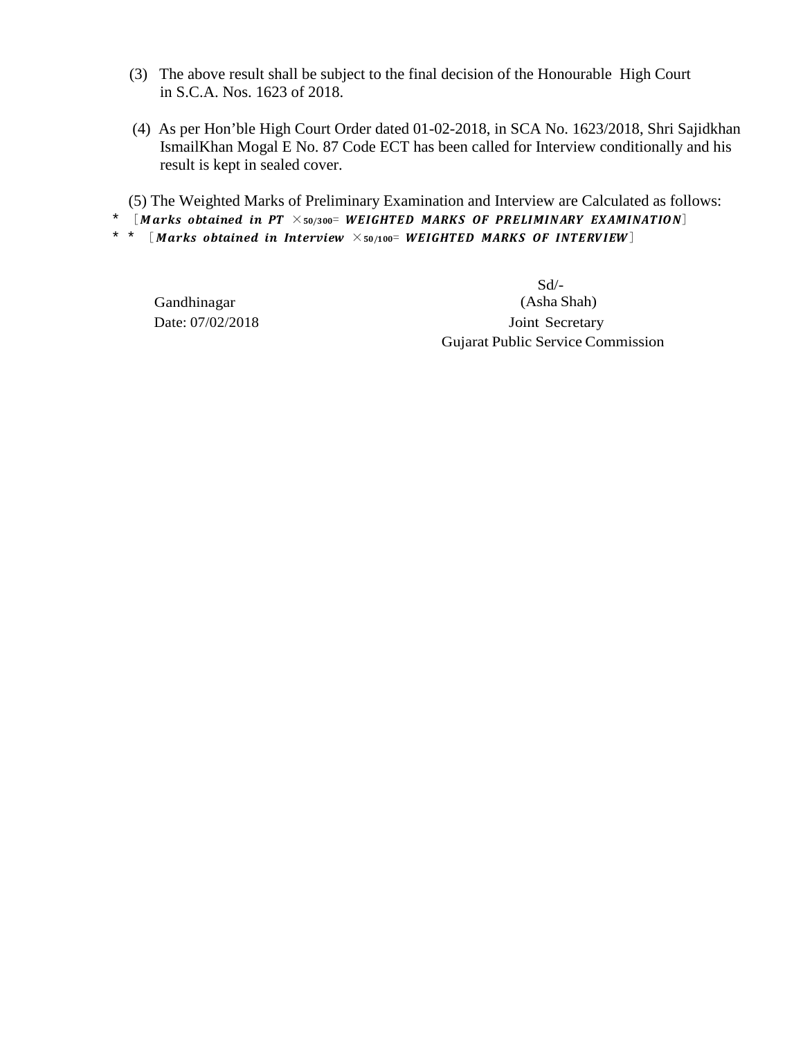(3) The above result shall be subject to the final decision of the Honourable High Court in S.C.A. Nos. 1623 of 2018.

(4) As per Hon'ble High Court Order dated 01-02-2018, in SCA No. 1623/2018, Shri Sajidkhan IsmailKhan Mogal E No. 87 Code ECT has been called for Interview conditionally and his result is kept in sealed cover.

(5) The Weighted Marks of Preliminary Examination and Interview are Calculated as follows:

\* [***Marks obtained in PT*** $\times$ **50/300**= ***WEIGHTED MARKS OF PRELIMINARY EXAMINATION***]

\* \* [***Marks obtained in Interview*** $\times$ **50/100**= ***WEIGHTED MARKS OF INTERVIEW***]

Sd/-

Gandhinagar (Asha Shah)

Date: 07/02/2018 Joint Secretary

Gujarat Public Service Commission